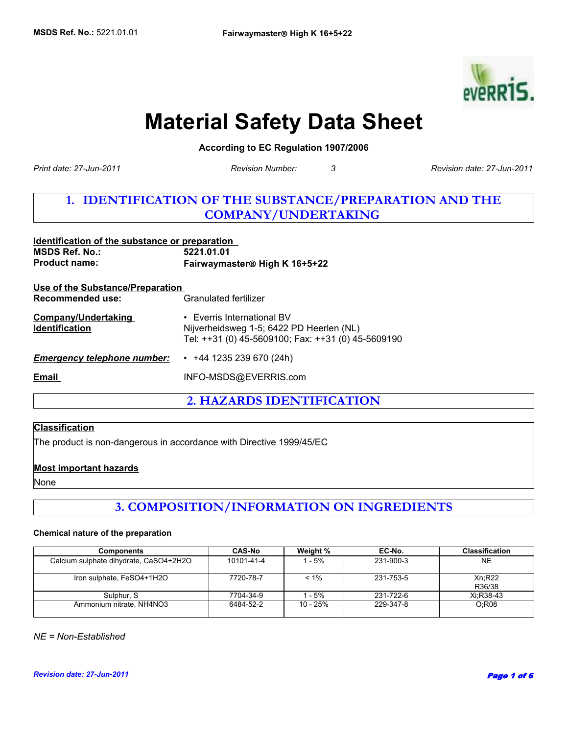# Material Safety Data Sheet

**According to EC Regulation 1907/2006**

*Print date: 27-Jun-2011* *Revision Number: 3* *Revision date: 27-Jun-2011*

## 1. IDENTIFICATION OF THE SUBSTANCE/PREPARATION AND THE COMPANY/UNDERTAKING

**Identification of the substance or preparation**

**MSDS Ref. No.:** **5221.01.01**

**Product name:** **Fairwaymaster® High K 16+5+22**

**Use of the Substance/Preparation**

**Recommended use:** Granulated fertilizer

**Company/Undertaking Identification**

- Everris International BV
  Nijverheidsweg 1-5; 6422 PD Heerlen (NL)
  Tel: ++31 (0) 45-5609100; Fax: ++31 (0) 45-5609190

***Emergency telephone number:***

- +44 1235 239 670 (24h)

**Email** INFO-MSDS@EVERRIS.com

## 2. HAZARDS IDENTIFICATION

**Classification**

The product is non-dangerous in accordance with Directive 1999/45/EC

**Most important hazards**

None

## 3. COMPOSITION/INFORMATION ON INGREDIENTS

**Chemical nature of the preparation**

| Components | CAS-No | Weight % | EC-No. | Classification |
|---|---|---|---|---|
| Calcium sulphate dihydrate, $CaSO_4 \cdot 2H_2O$ | 10101-41-4 | 1 - 5% | 231-900-3 | NE |
| Iron sulphate, $FeSO_4 \cdot 1H_2O$ | 7720-78-7 | < 1% | 231-753-5 | Xn;R22 R36/38 |
| Sulphur, S | 7704-34-9 | 1 - 5% | 231-722-6 | Xi;R38-43 |
| Ammonium nitrate, $NH_4NO_3$ | 6484-52-2 | 10 - 25% | 229-347-8 | O;R08 |

*NE = Non-Established*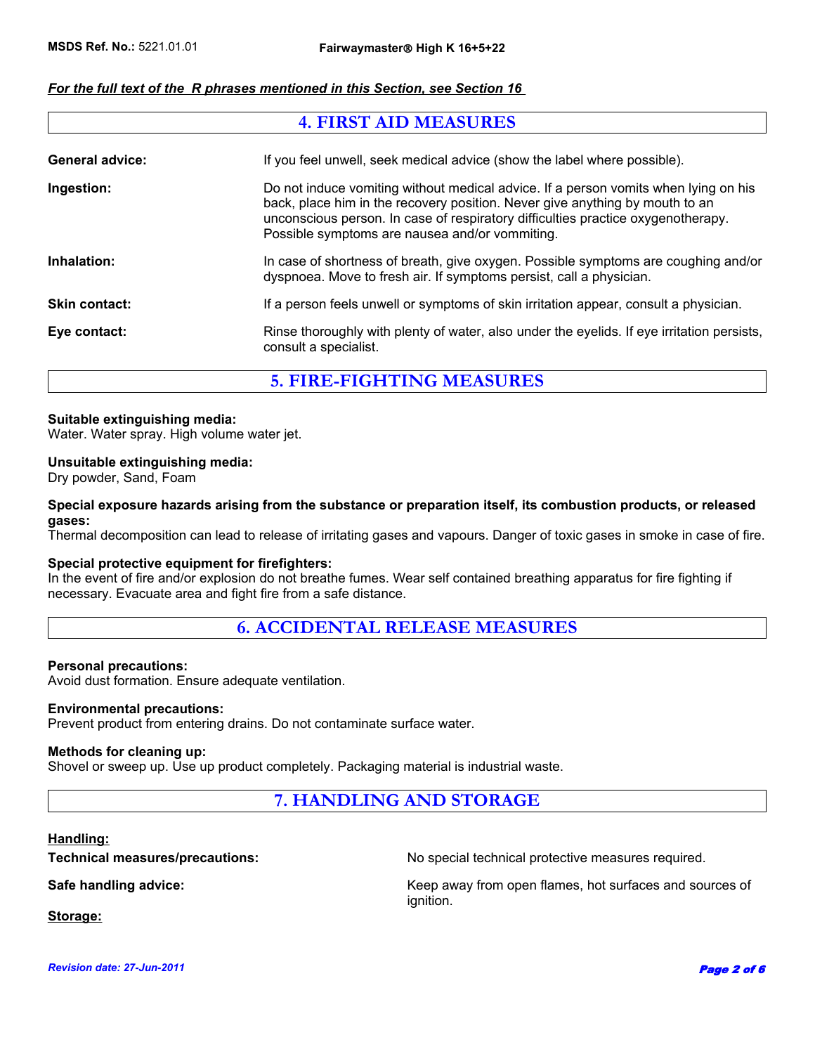*For the full text of the R phrases mentioned in this Section, see Section 16*

## 4. FIRST AID MEASURES

**General advice:** If you feel unwell, seek medical advice (show the label where possible).

**Ingestion:** Do not induce vomiting without medical advice. If a person vomits when lying on his back, place him in the recovery position. Never give anything by mouth to an unconscious person. In case of respiratory difficulties practice oxygenotherapy. Possible symptoms are nausea and/or vommiting.

**Inhalation:** In case of shortness of breath, give oxygen. Possible symptoms are coughing and/or dyspnoea. Move to fresh air. If symptoms persist, call a physician.

**Skin contact:** If a person feels unwell or symptoms of skin irritation appear, consult a physician.

**Eye contact:** Rinse thoroughly with plenty of water, also under the eyelids. If eye irritation persists, consult a specialist.

## 5. FIRE-FIGHTING MEASURES

**Suitable extinguishing media:**
Water. Water spray. High volume water jet.

**Unsuitable extinguishing media:**
Dry powder, Sand, Foam

**Special exposure hazards arising from the substance or preparation itself, its combustion products, or released gases:**
Thermal decomposition can lead to release of irritating gases and vapours. Danger of toxic gases in smoke in case of fire.

**Special protective equipment for firefighters:**
In the event of fire and/or explosion do not breathe fumes. Wear self contained breathing apparatus for fire fighting if necessary. Evacuate area and fight fire from a safe distance.

## 6. ACCIDENTAL RELEASE MEASURES

**Personal precautions:**
Avoid dust formation. Ensure adequate ventilation.

**Environmental precautions:**
Prevent product from entering drains. Do not contaminate surface water.

**Methods for cleaning up:**
Shovel or sweep up. Use up product completely. Packaging material is industrial waste.

## 7. HANDLING AND STORAGE

**Handling:**

**Technical measures/precautions:** No special technical protective measures required.

**Safe handling advice:** Keep away from open flames, hot surfaces and sources of ignition.

**Storage:**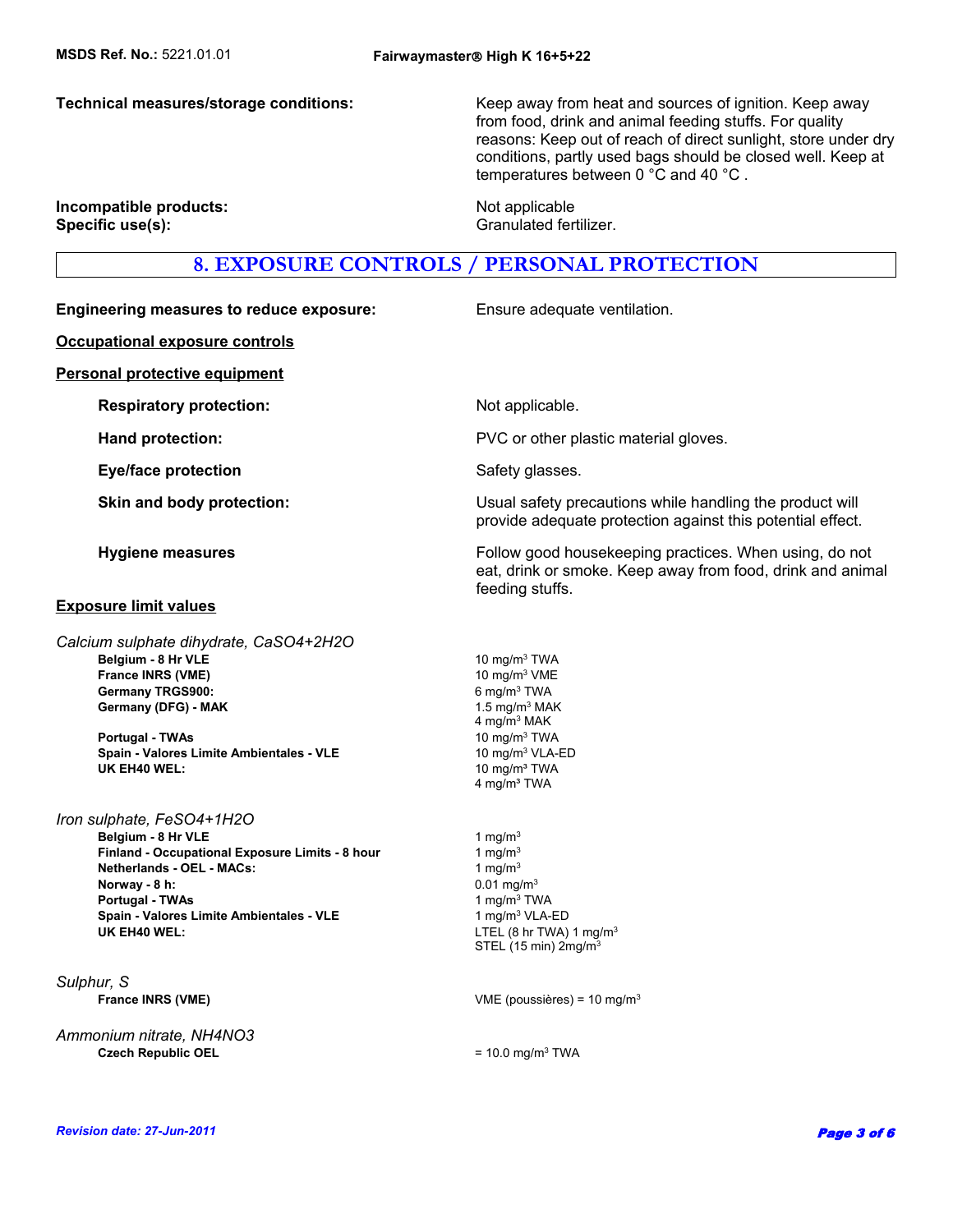**Technical measures/storage conditions:** Keep away from heat and sources of ignition. Keep away from food, drink and animal feeding stuffs. For quality reasons: Keep out of reach of direct sunlight, store under dry conditions, partly used bags should be closed well. Keep at temperatures between 0 °C and 40 °C .

**Incompatible products:** Not applicable

**Specific use(s):** Granulated fertilizer.

## 8. EXPOSURE CONTROLS / PERSONAL PROTECTION

**Engineering measures to reduce exposure:** Ensure adequate ventilation.

**Occupational exposure controls**

**Personal protective equipment**

**Respiratory protection:** Not applicable.

**Hand protection:** PVC or other plastic material gloves.

**Eye/face protection** Safety glasses.

**Skin and body protection:** Usual safety precautions while handling the product will provide adequate protection against this potential effect.

**Hygiene measures** Follow good housekeeping practices. When using, do not eat, drink or smoke. Keep away from food, drink and animal feeding stuffs.

**Exposure limit values**

*Calcium sulphate dihydrate, $CaSO_4+2H_2O$*

| | |
|---|---|
| **Belgium - 8 Hr VLE** | 10 mg/m³ TWA |
| **France INRS (VME)** | 10 mg/m³ VME |
| **Germany TRGS900:** | 6 mg/m³ TWA |
| **Germany (DFG) - MAK** | 1.5 mg/m³ MAK<br>4 mg/m³ MAK |
| **Portugal - TWAs** | 10 mg/m³ TWA |
| **Spain - Valores Limite Ambientales - VLE** | 10 mg/m³ VLA-ED |
| **UK EH40 WEL:** | 10 mg/m³ TWA<br>4 mg/m³ TWA |

*Iron sulphate, $FeSO_4+1H_2O$*

| | |
|---|---|
| **Belgium - 8 Hr VLE** | 1 mg/m³ |
| **Finland - Occupational Exposure Limits - 8 hour** | 1 mg/m³ |
| **Netherlands - OEL - MACs:** | 1 mg/m³ |
| **Norway - 8 h:** | 0.01 mg/m³ |
| **Portugal - TWAs** | 1 mg/m³ TWA |
| **Spain - Valores Limite Ambientales - VLE** | 1 mg/m³ VLA-ED |
| **UK EH40 WEL:** | LTEL (8 hr TWA) 1 mg/m³<br>STEL (15 min) 2mg/m³ |

*Sulphur, S*

| | |
|---|---|
| **France INRS (VME)** | VME (poussières) = 10 mg/m³ |

*Ammonium nitrate, $NH_4NO_3$*

| | |
|---|---|
| **Czech Republic OEL** | = 10.0 mg/m³ TWA |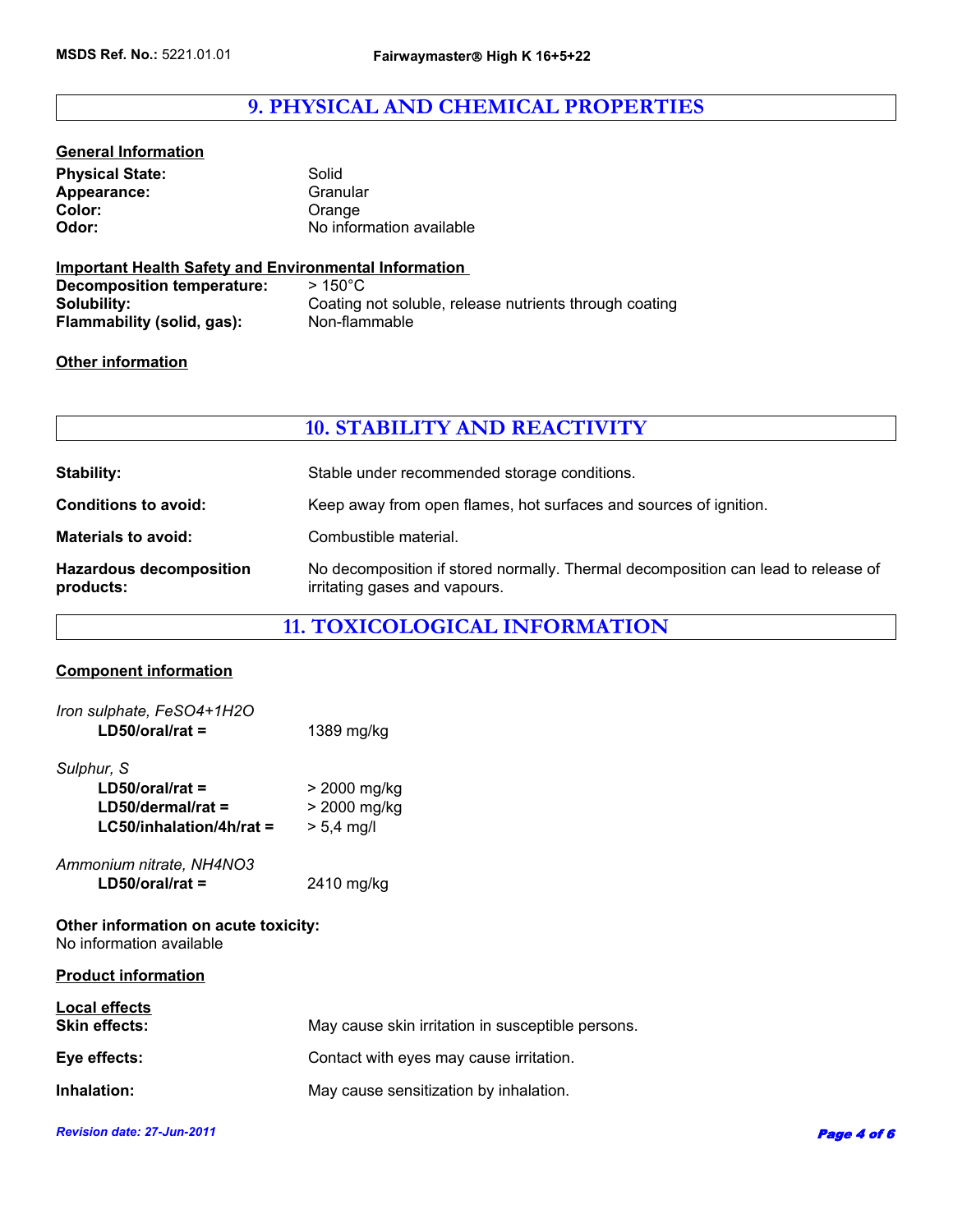## 9. PHYSICAL AND CHEMICAL PROPERTIES

**General Information**

| | |
|---|---|
| **Physical State:** | Solid |
| **Appearance:** | Granular |
| **Color:** | Orange |
| **Odor:** | No information available |

**Important Health Safety and Environmental Information**

| | |
|---|---|
| **Decomposition temperature:** | > 150°C |
| **Solubility:** | Coating not soluble, release nutrients through coating |
| **Flammability (solid, gas):** | Non-flammable |

**Other information**

## 10. STABILITY AND REACTIVITY

| | |
|---|---|
| **Stability:** | Stable under recommended storage conditions. |
| **Conditions to avoid:** | Keep away from open flames, hot surfaces and sources of ignition. |
| **Materials to avoid:** | Combustible material. |
| **Hazardous decomposition products:** | No decomposition if stored normally. Thermal decomposition can lead to release of irritating gases and vapours. |

## 11. TOXICOLOGICAL INFORMATION

**Component information**

*Iron sulphate, FeSO4+1H2O*

**LD50/oral/rat =** 1389 mg/kg

*Sulphur, S*

**LD50/oral/rat =** > 2000 mg/kg
**LD50/dermal/rat =** > 2000 mg/kg
**LC50/inhalation/4h/rat =** > 5,4 mg/l

*Ammonium nitrate, NH4NO3*

**LD50/oral/rat =** 2410 mg/kg

**Other information on acute toxicity:**
No information available

**Product information**

**Local effects**

| | |
|---|---|
| **Skin effects:** | May cause skin irritation in susceptible persons. |
| **Eye effects:** | Contact with eyes may cause irritation. |
| **Inhalation:** | May cause sensitization by inhalation. |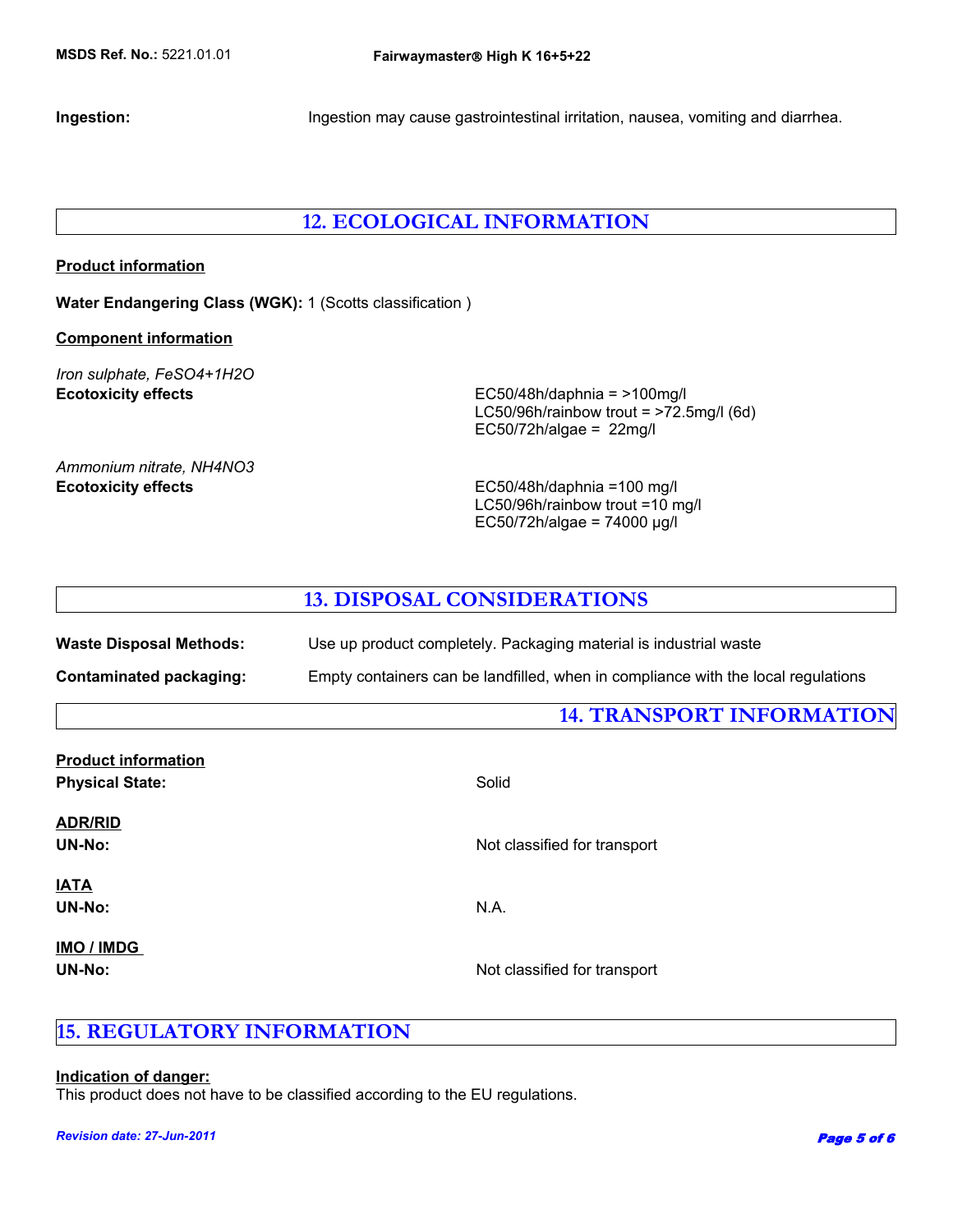**Ingestion:** Ingestion may cause gastrointestinal irritation, nausea, vomiting and diarrhea.

## 12. ECOLOGICAL INFORMATION

**Product information**

**Water Endangering Class (WGK):** 1 (Scotts classification )

**Component information**

*Iron sulphate, FeSO4+1H2O*

**Ecotoxicity effects**

EC50/48h/daphnia = >100mg/l
LC50/96h/rainbow trout = >72.5mg/l (6d)
EC50/72h/algae = 22mg/l

*Ammonium nitrate, NH4NO3*

**Ecotoxicity effects**

EC50/48h/daphnia =100 mg/l
LC50/96h/rainbow trout =10 mg/l
EC50/72h/algae = 74000 µg/l

## 13. DISPOSAL CONSIDERATIONS

**Waste Disposal Methods:** Use up product completely. Packaging material is industrial waste

**Contaminated packaging:** Empty containers can be landfilled, when in compliance with the local regulations

## 14. TRANSPORT INFORMATION

**Product information**

**Physical State:** Solid

**ADR/RID**

**UN-No:** Not classified for transport

**IATA**

**UN-No:** N.A.

**IMO / IMDG**

**UN-No:** Not classified for transport

## 15. REGULATORY INFORMATION

**Indication of danger:**

This product does not have to be classified according to the EU regulations.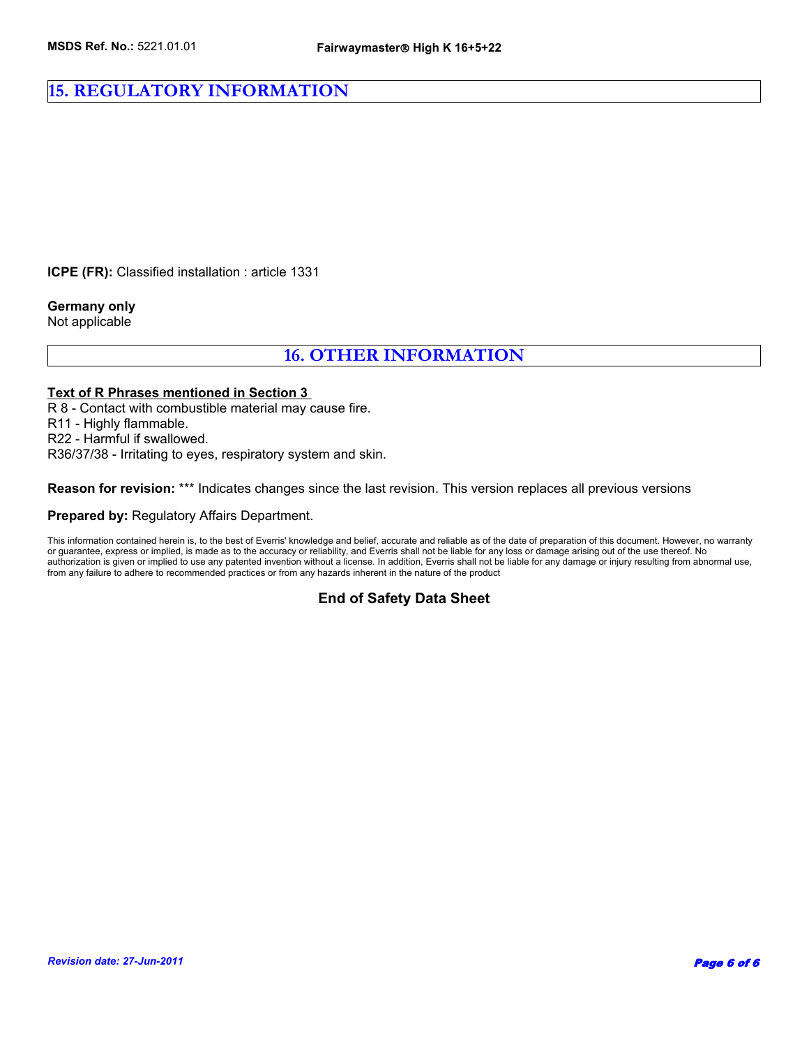## 15. REGULATORY INFORMATION

**ICPE (FR):** Classified installation : article 1331

**Germany only**
Not applicable

## 16. OTHER INFORMATION

**Text of R Phrases mentioned in Section 3**

R 8 - Contact with combustible material may cause fire.
R11 - Highly flammable.
R22 - Harmful if swallowed.
R36/37/38 - Irritating to eyes, respiratory system and skin.

**Reason for revision:** *** Indicates changes since the last revision. This version replaces all previous versions

**Prepared by:** Regulatory Affairs Department.

This information contained herein is, to the best of Everris' knowledge and belief, accurate and reliable as of the date of preparation of this document. However, no warranty or guarantee, express or implied, is made as to the accuracy or reliability, and Everris shall not be liable for any loss or damage arising out of the use thereof. No authorization is given or implied to use any patented invention without a license. In addition, Everris shall not be liable for any damage or injury resulting from abnormal use, from any failure to adhere to recommended practices or from any hazards inherent in the nature of the product

**End of Safety Data Sheet**

*Revision date: 27-Jun-2011*